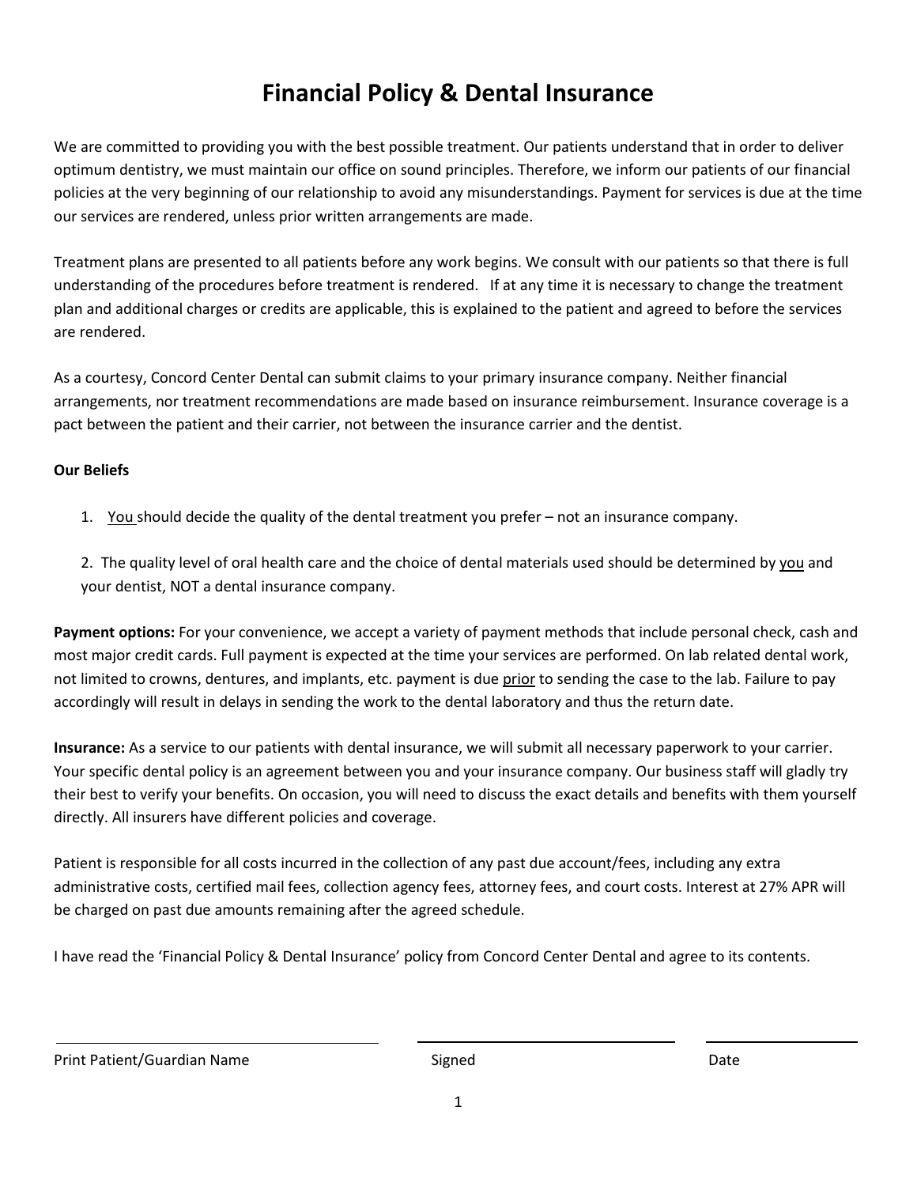# Financial Policy & Dental Insurance

We are committed to providing you with the best possible treatment. Our patients understand that in order to deliver optimum dentistry, we must maintain our office on sound principles. Therefore, we inform our patients of our financial policies at the very beginning of our relationship to avoid any misunderstandings. Payment for services is due at the time our services are rendered, unless prior written arrangements are made.

Treatment plans are presented to all patients before any work begins. We consult with our patients so that there is full understanding of the procedures before treatment is rendered. If at any time it is necessary to change the treatment plan and additional charges or credits are applicable, this is explained to the patient and agreed to before the services are rendered.

As a courtesy, Concord Center Dental can submit claims to your primary insurance company. Neither financial arrangements, nor treatment recommendations are made based on insurance reimbursement. Insurance coverage is a pact between the patient and their carrier, not between the insurance carrier and the dentist.

**Our Beliefs**

1. You should decide the quality of the dental treatment you prefer – not an insurance company.

2. The quality level of oral health care and the choice of dental materials used should be determined by you and your dentist, NOT a dental insurance company.

**Payment options:** For your convenience, we accept a variety of payment methods that include personal check, cash and most major credit cards. Full payment is expected at the time your services are performed. On lab related dental work, not limited to crowns, dentures, and implants, etc. payment is due prior to sending the case to the lab. Failure to pay accordingly will result in delays in sending the work to the dental laboratory and thus the return date.

**Insurance:** As a service to our patients with dental insurance, we will submit all necessary paperwork to your carrier. Your specific dental policy is an agreement between you and your insurance company. Our business staff will gladly try their best to verify your benefits. On occasion, you will need to discuss the exact details and benefits with them yourself directly. All insurers have different policies and coverage.

Patient is responsible for all costs incurred in the collection of any past due account/fees, including any extra administrative costs, certified mail fees, collection agency fees, attorney fees, and court costs. Interest at 27% APR will be charged on past due amounts remaining after the agreed schedule.

I have read the 'Financial Policy & Dental Insurance' policy from Concord Center Dental and agree to its contents.

| Print Patient/Guardian Name | Signed | Date |
| --- | --- | --- |
| | | |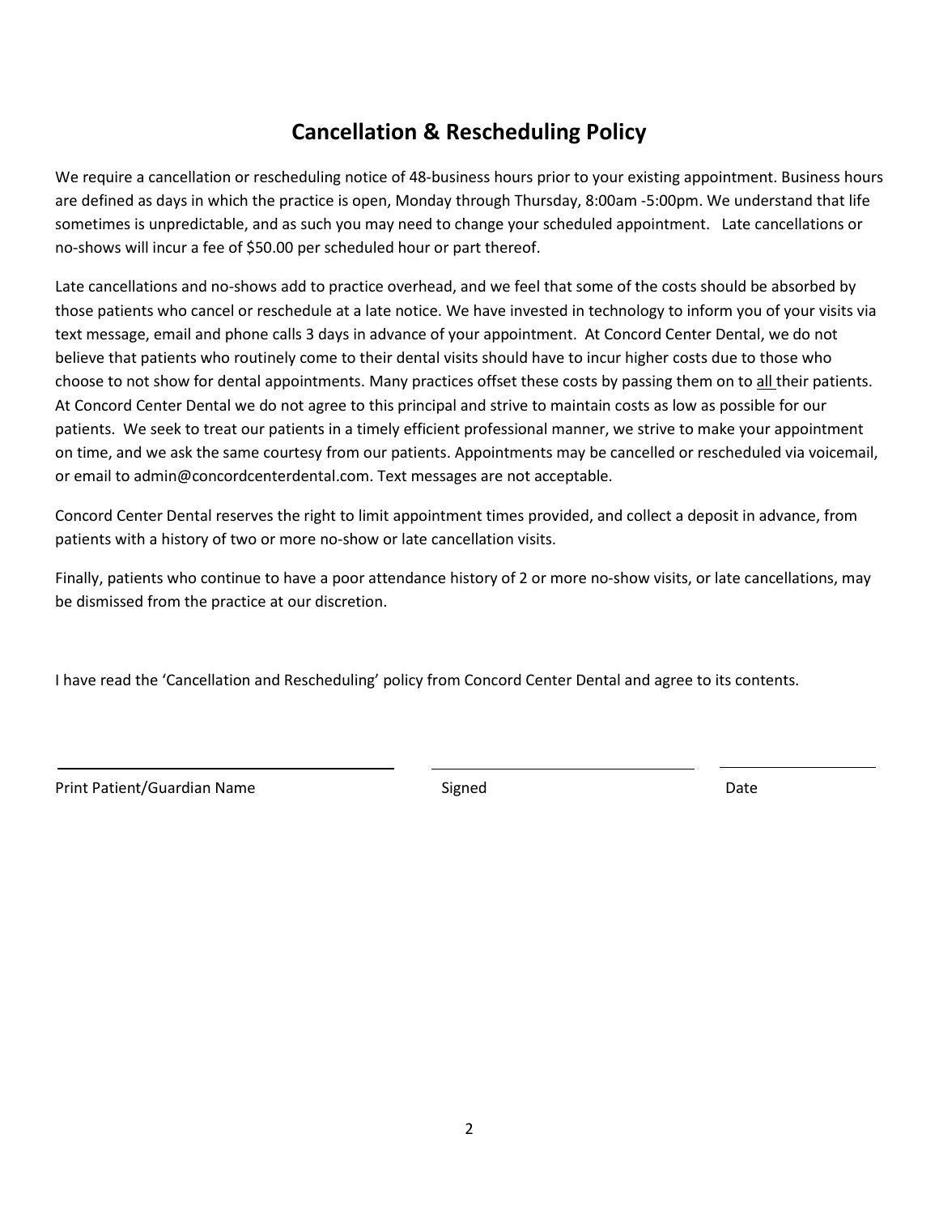## Cancellation & Rescheduling Policy

We require a cancellation or rescheduling notice of 48-business hours prior to your existing appointment. Business hours are defined as days in which the practice is open, Monday through Thursday, 8:00am -5:00pm. We understand that life sometimes is unpredictable, and as such you may need to change your scheduled appointment. Late cancellations or no-shows will incur a fee of $50.00 per scheduled hour or part thereof.

Late cancellations and no-shows add to practice overhead, and we feel that some of the costs should be absorbed by those patients who cancel or reschedule at a late notice. We have invested in technology to inform you of your visits via text message, email and phone calls 3 days in advance of your appointment. At Concord Center Dental, we do not believe that patients who routinely come to their dental visits should have to incur higher costs due to those who choose to not show for dental appointments. Many practices offset these costs by passing them on to <u>all</u> their patients. At Concord Center Dental we do not agree to this principal and strive to maintain costs as low as possible for our patients. We seek to treat our patients in a timely efficient professional manner, we strive to make your appointment on time, and we ask the same courtesy from our patients. Appointments may be cancelled or rescheduled via voicemail, or email to admin@concordcenterdental.com. Text messages are not acceptable.

Concord Center Dental reserves the right to limit appointment times provided, and collect a deposit in advance, from patients with a history of two or more no-show or late cancellation visits.

Finally, patients who continue to have a poor attendance history of 2 or more no-show visits, or late cancellations, may be dismissed from the practice at our discretion.

I have read the 'Cancellation and Rescheduling' policy from Concord Center Dental and agree to its contents.

| ______________________________ | ______________________________ | ____________ |
|---|---|---|
| Print Patient/Guardian Name | Signed | Date |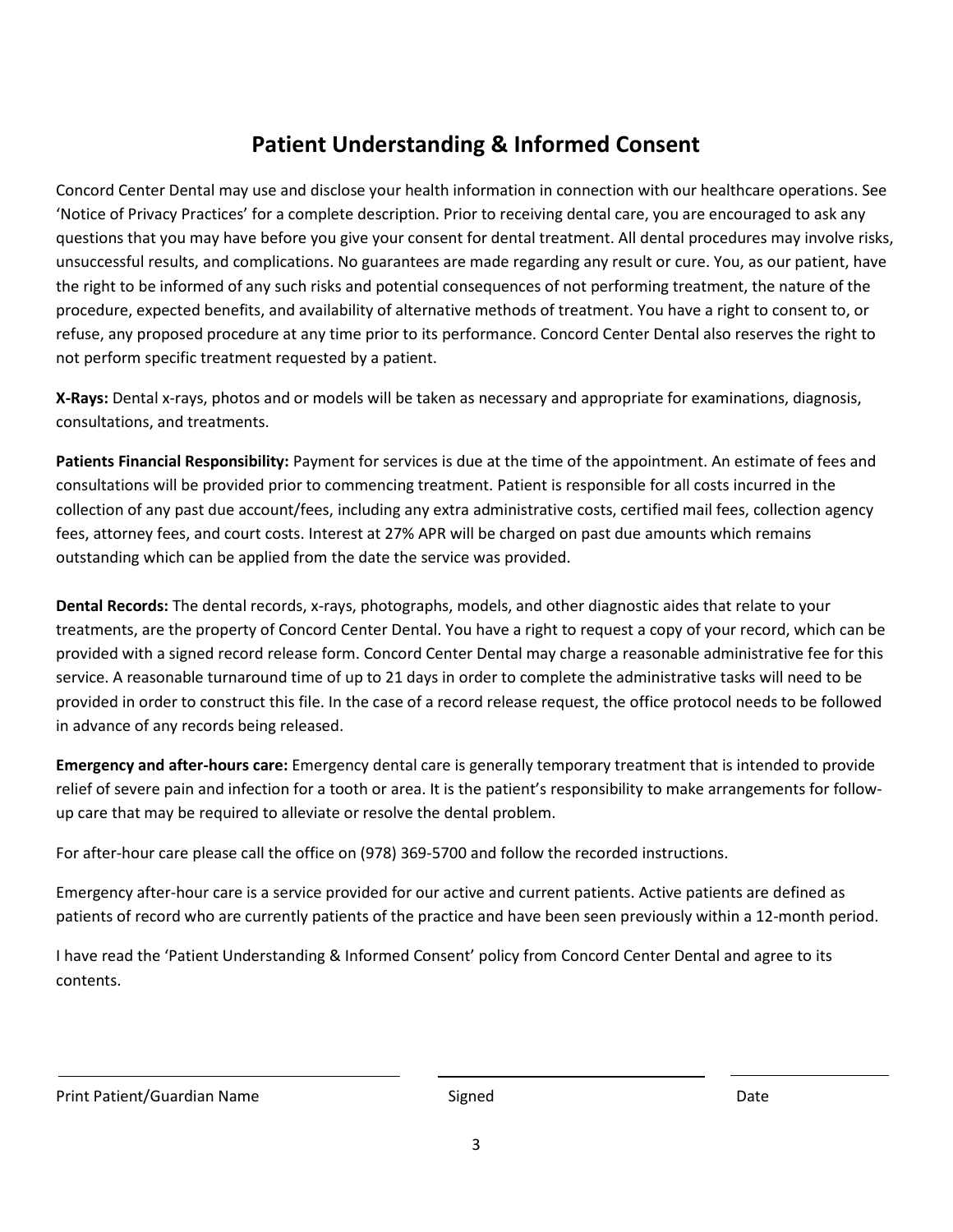# Patient Understanding & Informed Consent

Concord Center Dental may use and disclose your health information in connection with our healthcare operations. See 'Notice of Privacy Practices' for a complete description. Prior to receiving dental care, you are encouraged to ask any questions that you may have before you give your consent for dental treatment. All dental procedures may involve risks, unsuccessful results, and complications. No guarantees are made regarding any result or cure. You, as our patient, have the right to be informed of any such risks and potential consequences of not performing treatment, the nature of the procedure, expected benefits, and availability of alternative methods of treatment. You have a right to consent to, or refuse, any proposed procedure at any time prior to its performance. Concord Center Dental also reserves the right to not perform specific treatment requested by a patient.

**X-Rays:** Dental x-rays, photos and or models will be taken as necessary and appropriate for examinations, diagnosis, consultations, and treatments.

**Patients Financial Responsibility:** Payment for services is due at the time of the appointment. An estimate of fees and consultations will be provided prior to commencing treatment. Patient is responsible for all costs incurred in the collection of any past due account/fees, including any extra administrative costs, certified mail fees, collection agency fees, attorney fees, and court costs. Interest at 27% APR will be charged on past due amounts which remains outstanding which can be applied from the date the service was provided.

**Dental Records:** The dental records, x-rays, photographs, models, and other diagnostic aides that relate to your treatments, are the property of Concord Center Dental. You have a right to request a copy of your record, which can be provided with a signed record release form. Concord Center Dental may charge a reasonable administrative fee for this service. A reasonable turnaround time of up to 21 days in order to complete the administrative tasks will need to be provided in order to construct this file. In the case of a record release request, the office protocol needs to be followed in advance of any records being released.

**Emergency and after-hours care:** Emergency dental care is generally temporary treatment that is intended to provide relief of severe pain and infection for a tooth or area. It is the patient's responsibility to make arrangements for follow-up care that may be required to alleviate or resolve the dental problem.

For after-hour care please call the office on (978) 369-5700 and follow the recorded instructions.

Emergency after-hour care is a service provided for our active and current patients. Active patients are defined as patients of record who are currently patients of the practice and have been seen previously within a 12-month period.

I have read the 'Patient Understanding & Informed Consent' policy from Concord Center Dental and agree to its contents.

\_\_\_\_\_\_\_\_\_\_\_\_\_\_\_\_\_\_\_\_\_\_\_\_\_\_\_\_ \_\_\_\_\_\_\_\_\_\_\_\_\_\_\_\_\_\_\_\_\_\_\_\_ \_\_\_\_\_\_\_\_\_\_\_\_\_\_

Print Patient/Guardian Name Signed Date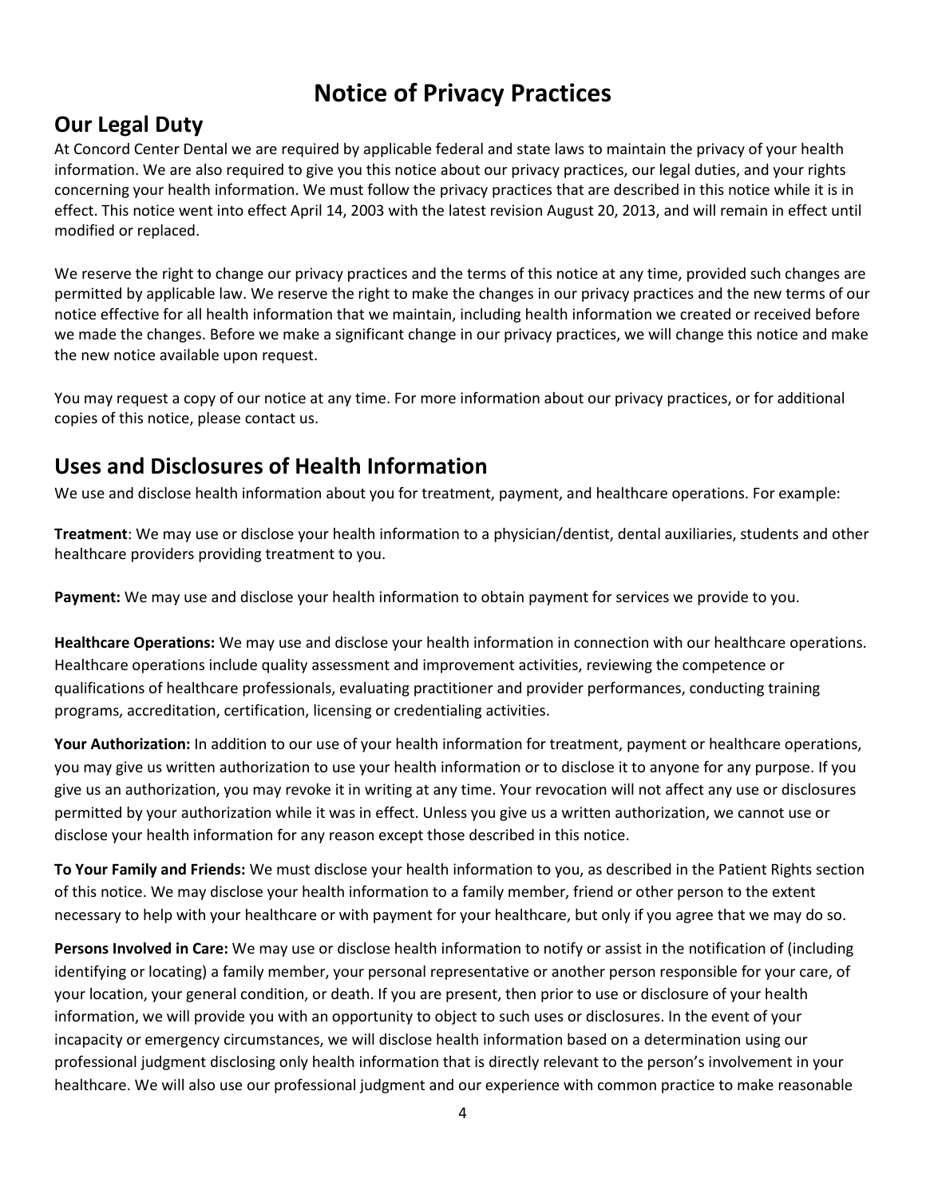# Notice of Privacy Practices

## Our Legal Duty

At Concord Center Dental we are required by applicable federal and state laws to maintain the privacy of your health information. We are also required to give you this notice about our privacy practices, our legal duties, and your rights concerning your health information. We must follow the privacy practices that are described in this notice while it is in effect. This notice went into effect April 14, 2003 with the latest revision August 20, 2013, and will remain in effect until modified or replaced.

We reserve the right to change our privacy practices and the terms of this notice at any time, provided such changes are permitted by applicable law. We reserve the right to make the changes in our privacy practices and the new terms of our notice effective for all health information that we maintain, including health information we created or received before we made the changes. Before we make a significant change in our privacy practices, we will change this notice and make the new notice available upon request.

You may request a copy of our notice at any time. For more information about our privacy practices, or for additional copies of this notice, please contact us.

## Uses and Disclosures of Health Information

We use and disclose health information about you for treatment, payment, and healthcare operations. For example:

**Treatment**: We may use or disclose your health information to a physician/dentist, dental auxiliaries, students and other healthcare providers providing treatment to you.

**Payment:** We may use and disclose your health information to obtain payment for services we provide to you.

**Healthcare Operations:** We may use and disclose your health information in connection with our healthcare operations. Healthcare operations include quality assessment and improvement activities, reviewing the competence or qualifications of healthcare professionals, evaluating practitioner and provider performances, conducting training programs, accreditation, certification, licensing or credentialing activities.

**Your Authorization:** In addition to our use of your health information for treatment, payment or healthcare operations, you may give us written authorization to use your health information or to disclose it to anyone for any purpose. If you give us an authorization, you may revoke it in writing at any time. Your revocation will not affect any use or disclosures permitted by your authorization while it was in effect. Unless you give us a written authorization, we cannot use or disclose your health information for any reason except those described in this notice.

**To Your Family and Friends:** We must disclose your health information to you, as described in the Patient Rights section of this notice. We may disclose your health information to a family member, friend or other person to the extent necessary to help with your healthcare or with payment for your healthcare, but only if you agree that we may do so.

**Persons Involved in Care:** We may use or disclose health information to notify or assist in the notification of (including identifying or locating) a family member, your personal representative or another person responsible for your care, of your location, your general condition, or death. If you are present, then prior to use or disclosure of your health information, we will provide you with an opportunity to object to such uses or disclosures. In the event of your incapacity or emergency circumstances, we will disclose health information based on a determination using our professional judgment disclosing only health information that is directly relevant to the person's involvement in your healthcare. We will also use our professional judgment and our experience with common practice to make reasonable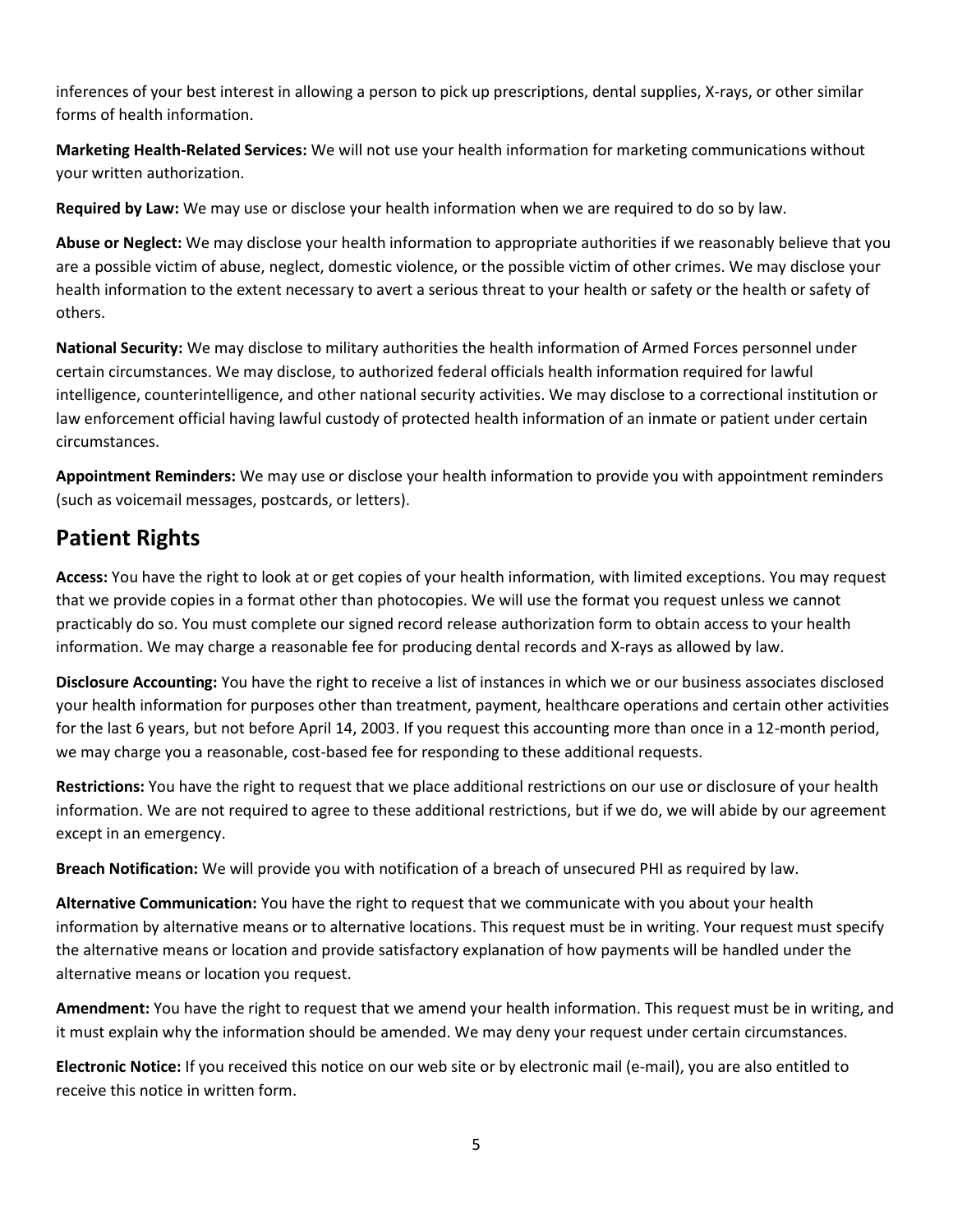inferences of your best interest in allowing a person to pick up prescriptions, dental supplies, X-rays, or other similar forms of health information.

**Marketing Health-Related Services:** We will not use your health information for marketing communications without your written authorization.

**Required by Law:** We may use or disclose your health information when we are required to do so by law.

**Abuse or Neglect:** We may disclose your health information to appropriate authorities if we reasonably believe that you are a possible victim of abuse, neglect, domestic violence, or the possible victim of other crimes. We may disclose your health information to the extent necessary to avert a serious threat to your health or safety or the health or safety of others.

**National Security:** We may disclose to military authorities the health information of Armed Forces personnel under certain circumstances. We may disclose, to authorized federal officials health information required for lawful intelligence, counterintelligence, and other national security activities. We may disclose to a correctional institution or law enforcement official having lawful custody of protected health information of an inmate or patient under certain circumstances.

**Appointment Reminders:** We may use or disclose your health information to provide you with appointment reminders (such as voicemail messages, postcards, or letters).

## Patient Rights

**Access:** You have the right to look at or get copies of your health information, with limited exceptions. You may request that we provide copies in a format other than photocopies. We will use the format you request unless we cannot practicably do so. You must complete our signed record release authorization form to obtain access to your health information. We may charge a reasonable fee for producing dental records and X-rays as allowed by law.

**Disclosure Accounting:** You have the right to receive a list of instances in which we or our business associates disclosed your health information for purposes other than treatment, payment, healthcare operations and certain other activities for the last 6 years, but not before April 14, 2003. If you request this accounting more than once in a 12-month period, we may charge you a reasonable, cost-based fee for responding to these additional requests.

**Restrictions:** You have the right to request that we place additional restrictions on our use or disclosure of your health information. We are not required to agree to these additional restrictions, but if we do, we will abide by our agreement except in an emergency.

**Breach Notification:** We will provide you with notification of a breach of unsecured PHI as required by law.

**Alternative Communication:** You have the right to request that we communicate with you about your health information by alternative means or to alternative locations. This request must be in writing. Your request must specify the alternative means or location and provide satisfactory explanation of how payments will be handled under the alternative means or location you request.

**Amendment:** You have the right to request that we amend your health information. This request must be in writing, and it must explain why the information should be amended. We may deny your request under certain circumstances.

**Electronic Notice:** If you received this notice on our web site or by electronic mail (e-mail), you are also entitled to receive this notice in written form.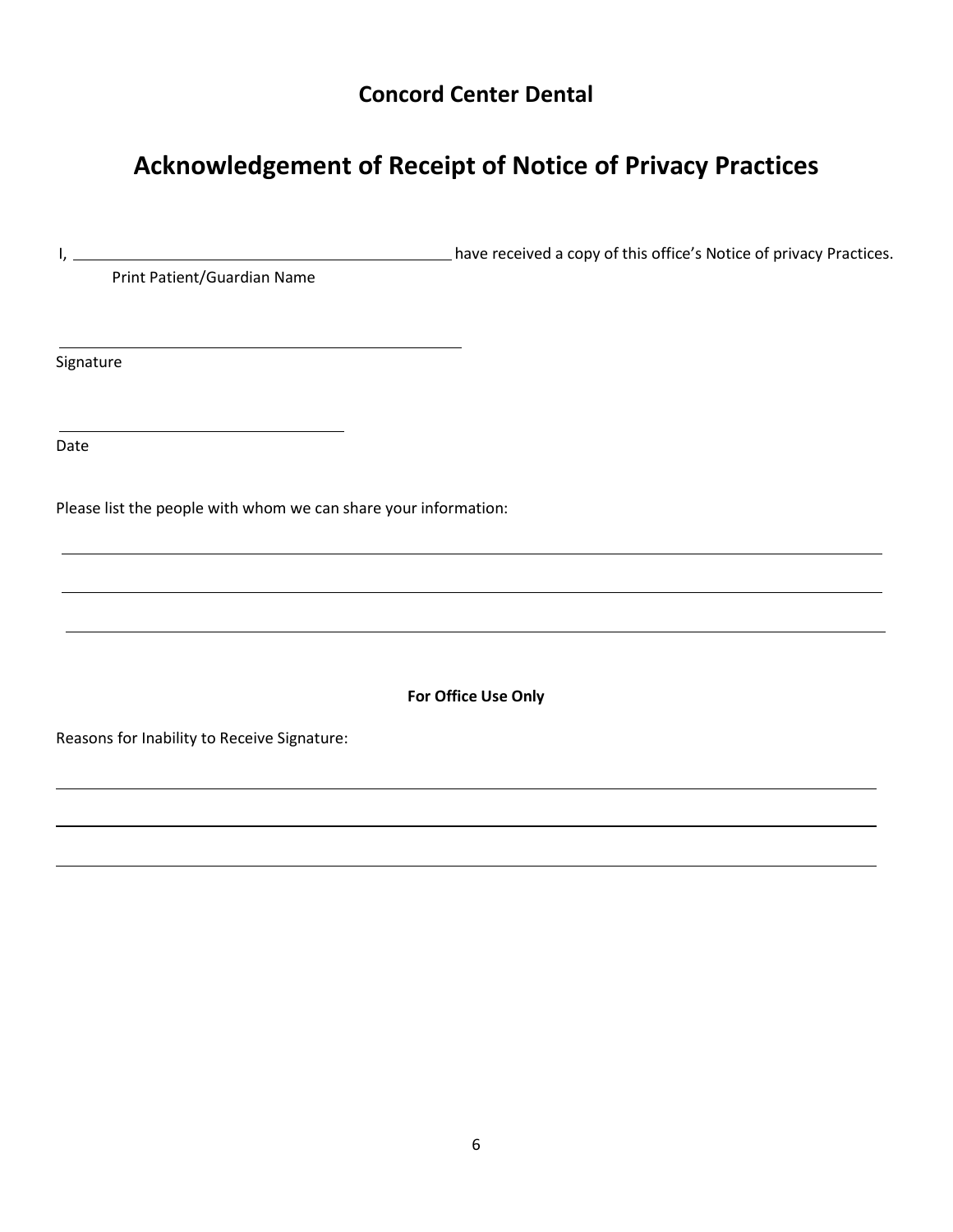## Concord Center Dental

# Acknowledgement of Receipt of Notice of Privacy Practices

I, ______________________________________________ have received a copy of this office's Notice of privacy Practices.

Print Patient/Guardian Name

__________________________________________________

Signature

____________________________________

Date

Please list the people with whom we can share your information:

____________________________________________________________________________________________________

____________________________________________________________________________________________________

____________________________________________________________________________________________________

**For Office Use Only**

Reasons for Inability to Receive Signature:

____________________________________________________________________________________________________

____________________________________________________________________________________________________

____________________________________________________________________________________________________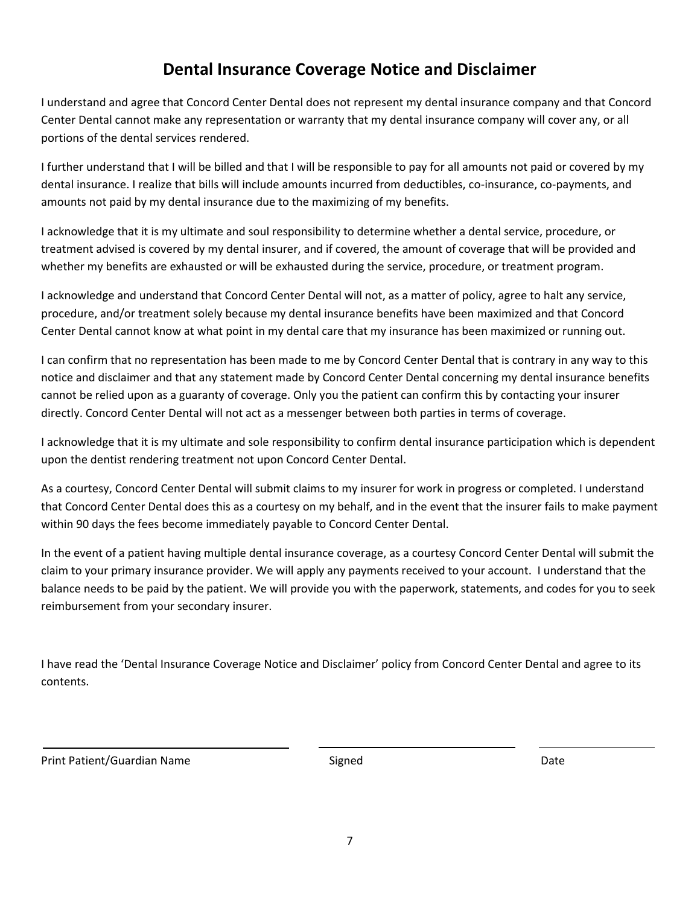# Dental Insurance Coverage Notice and Disclaimer

I understand and agree that Concord Center Dental does not represent my dental insurance company and that Concord Center Dental cannot make any representation or warranty that my dental insurance company will cover any, or all portions of the dental services rendered.

I further understand that I will be billed and that I will be responsible to pay for all amounts not paid or covered by my dental insurance. I realize that bills will include amounts incurred from deductibles, co-insurance, co-payments, and amounts not paid by my dental insurance due to the maximizing of my benefits.

I acknowledge that it is my ultimate and soul responsibility to determine whether a dental service, procedure, or treatment advised is covered by my dental insurer, and if covered, the amount of coverage that will be provided and whether my benefits are exhausted or will be exhausted during the service, procedure, or treatment program.

I acknowledge and understand that Concord Center Dental will not, as a matter of policy, agree to halt any service, procedure, and/or treatment solely because my dental insurance benefits have been maximized and that Concord Center Dental cannot know at what point in my dental care that my insurance has been maximized or running out.

I can confirm that no representation has been made to me by Concord Center Dental that is contrary in any way to this notice and disclaimer and that any statement made by Concord Center Dental concerning my dental insurance benefits cannot be relied upon as a guaranty of coverage. Only you the patient can confirm this by contacting your insurer directly. Concord Center Dental will not act as a messenger between both parties in terms of coverage.

I acknowledge that it is my ultimate and sole responsibility to confirm dental insurance participation which is dependent upon the dentist rendering treatment not upon Concord Center Dental.

As a courtesy, Concord Center Dental will submit claims to my insurer for work in progress or completed. I understand that Concord Center Dental does this as a courtesy on my behalf, and in the event that the insurer fails to make payment within 90 days the fees become immediately payable to Concord Center Dental.

In the event of a patient having multiple dental insurance coverage, as a courtesy Concord Center Dental will submit the claim to your primary insurance provider. We will apply any payments received to your account. I understand that the balance needs to be paid by the patient. We will provide you with the paperwork, statements, and codes for you to seek reimbursement from your secondary insurer.

I have read the 'Dental Insurance Coverage Notice and Disclaimer' policy from Concord Center Dental and agree to its contents.

\_\_\_\_\_\_\_\_\_\_\_\_\_\_\_\_\_\_\_\_\_\_\_\_\_\_\_\_ \_\_\_\_\_\_\_\_\_\_\_\_\_\_\_\_\_\_\_\_\_\_\_\_\_\_\_\_ \_\_\_\_\_\_\_\_\_\_\_\_\_\_\_\_

Print Patient/Guardian Name Signed Date